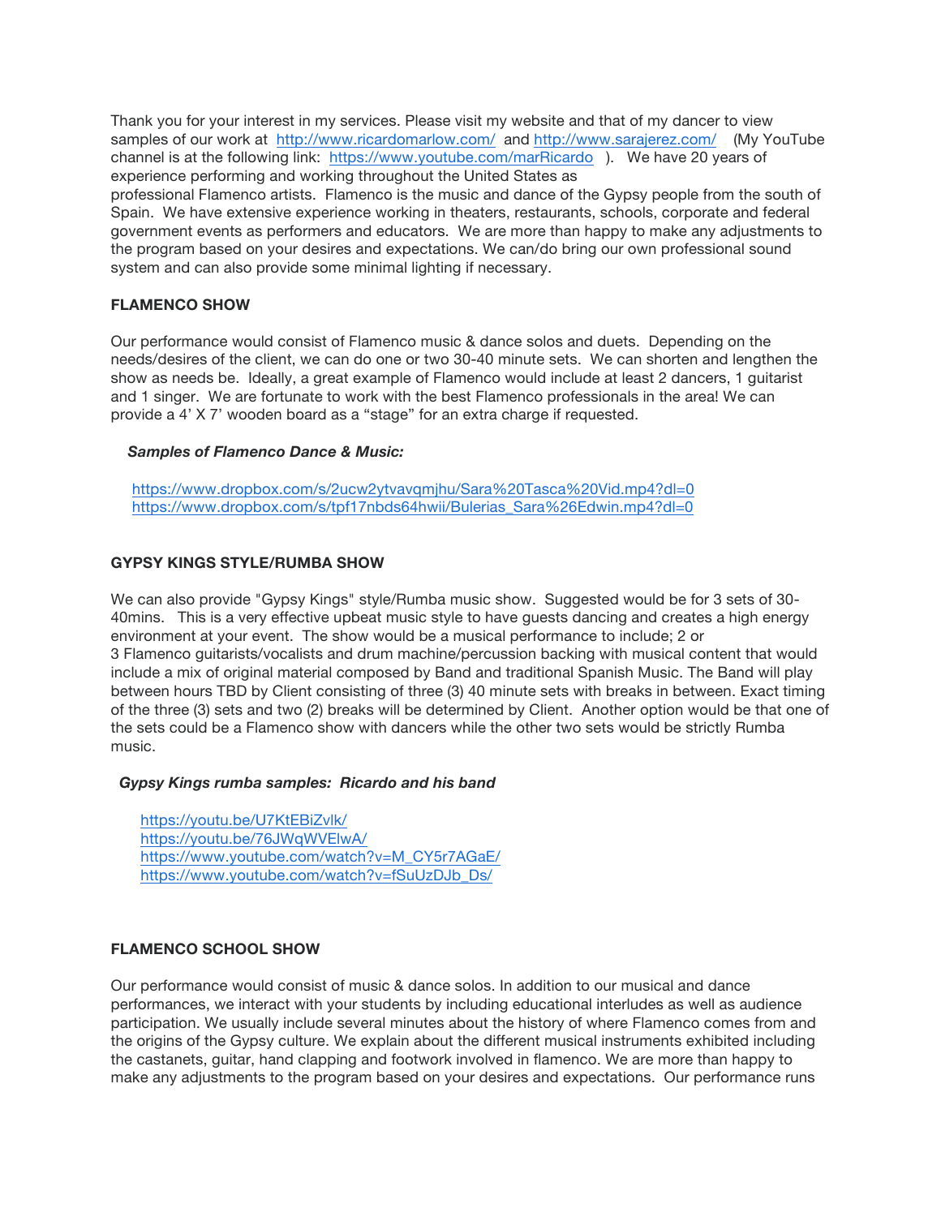Thank you for your interest in my services. Please visit my website and that of my dancer to view samples of our work at http://www.ricardomarlow.com/ and http://www.sarajerez.com/ (My YouTube channel is at the following link: https://www.youtube.com/marRicardo ). We have 20 years of experience performing and working throughout the United States as professional Flamenco artists. Flamenco is the music and dance of the Gypsy people from the south of Spain. We have extensive experience working in theaters, restaurants, schools, corporate and federal government events as performers and educators. We are more than happy to make any adjustments to the program based on your desires and expectations. We can/do bring our own professional sound system and can also provide some minimal lighting if necessary.

**FLAMENCO SHOW**

Our performance would consist of Flamenco music & dance solos and duets. Depending on the needs/desires of the client, we can do one or two 30-40 minute sets. We can shorten and lengthen the show as needs be. Ideally, a great example of Flamenco would include at least 2 dancers, 1 guitarist and 1 singer. We are fortunate to work with the best Flamenco professionals in the area! We can provide a 4' X 7' wooden board as a "stage" for an extra charge if requested.

***Samples of Flamenco Dance & Music:***

https://www.dropbox.com/s/2ucw2ytvavqmjhu/Sara%20Tasca%20Vid.mp4?dl=0
https://www.dropbox.com/s/tpf17nbds64hwii/Bulerias_Sara%26Edwin.mp4?dl=0

**GYPSY KINGS STYLE/RUMBA SHOW**

We can also provide "Gypsy Kings" style/Rumba music show. Suggested would be for 3 sets of 30-40mins. This is a very effective upbeat music style to have guests dancing and creates a high energy environment at your event. The show would be a musical performance to include; 2 or 3 Flamenco guitarists/vocalists and drum machine/percussion backing with musical content that would include a mix of original material composed by Band and traditional Spanish Music. The Band will play between hours TBD by Client consisting of three (3) 40 minute sets with breaks in between. Exact timing of the three (3) sets and two (2) breaks will be determined by Client. Another option would be that one of the sets could be a Flamenco show with dancers while the other two sets would be strictly Rumba music.

***Gypsy Kings rumba samples: Ricardo and his band***

https://youtu.be/U7KtEBiZvlk/
https://youtu.be/76JWqWVElwA/
https://www.youtube.com/watch?v=M_CY5r7AGaE/
https://www.youtube.com/watch?v=fSuUzDJb_Ds/

**FLAMENCO SCHOOL SHOW**

Our performance would consist of music & dance solos. In addition to our musical and dance performances, we interact with your students by including educational interludes as well as audience participation. We usually include several minutes about the history of where Flamenco comes from and the origins of the Gypsy culture. We explain about the different musical instruments exhibited including the castanets, guitar, hand clapping and footwork involved in flamenco. We are more than happy to make any adjustments to the program based on your desires and expectations. Our performance runs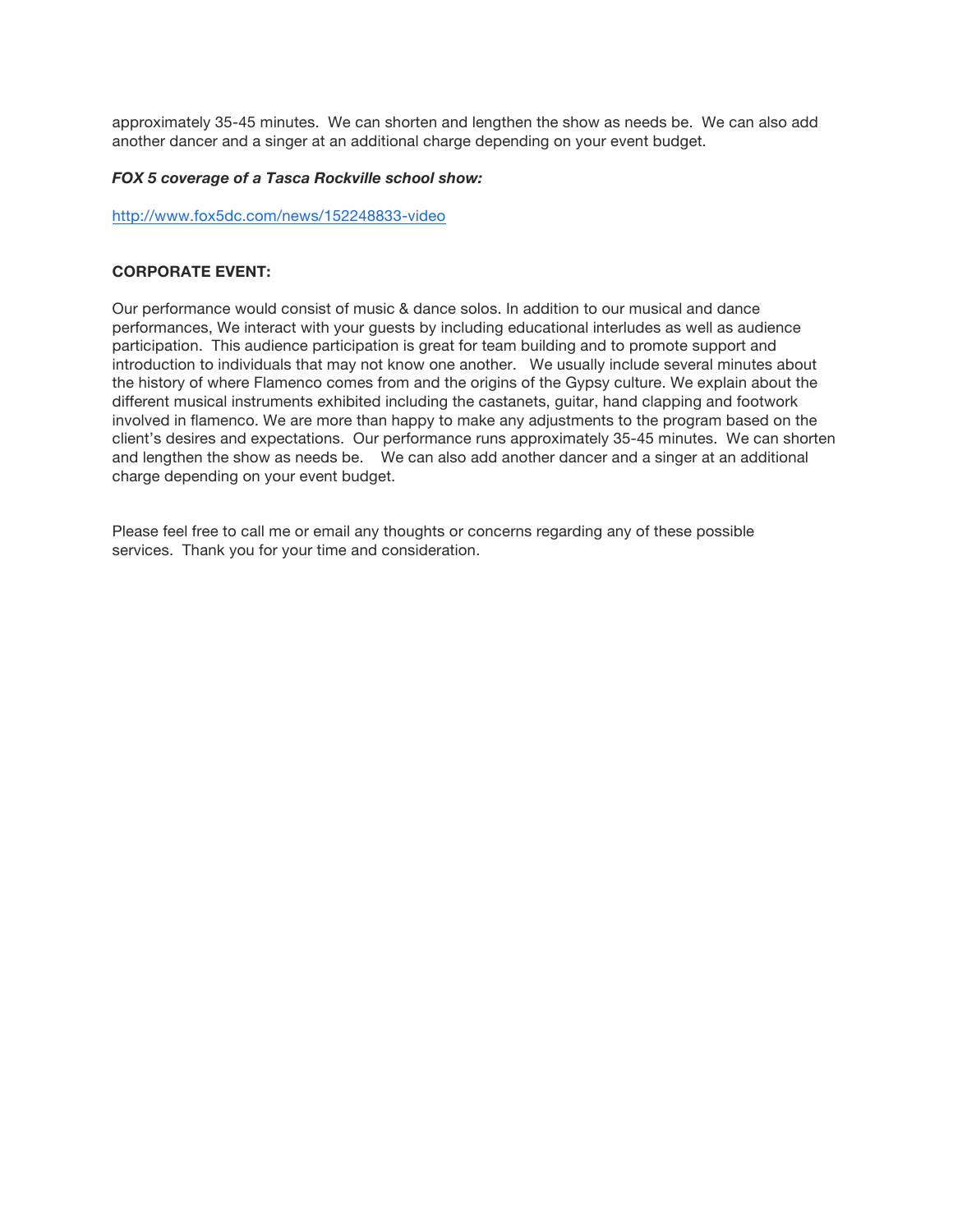approximately 35-45 minutes. We can shorten and lengthen the show as needs be. We can also add another dancer and a singer at an additional charge depending on your event budget.

***FOX 5 coverage of a Tasca Rockville school show:***

[http://www.fox5dc.com/news/152248833-video](http://www.fox5dc.com/news/152248833-video)

**CORPORATE EVENT:**

Our performance would consist of music & dance solos. In addition to our musical and dance performances, We interact with your guests by including educational interludes as well as audience participation. This audience participation is great for team building and to promote support and introduction to individuals that may not know one another. We usually include several minutes about the history of where Flamenco comes from and the origins of the Gypsy culture. We explain about the different musical instruments exhibited including the castanets, guitar, hand clapping and footwork involved in flamenco. We are more than happy to make any adjustments to the program based on the client's desires and expectations. Our performance runs approximately 35-45 minutes. We can shorten and lengthen the show as needs be. We can also add another dancer and a singer at an additional charge depending on your event budget.

Please feel free to call me or email any thoughts or concerns regarding any of these possible services. Thank you for your time and consideration.